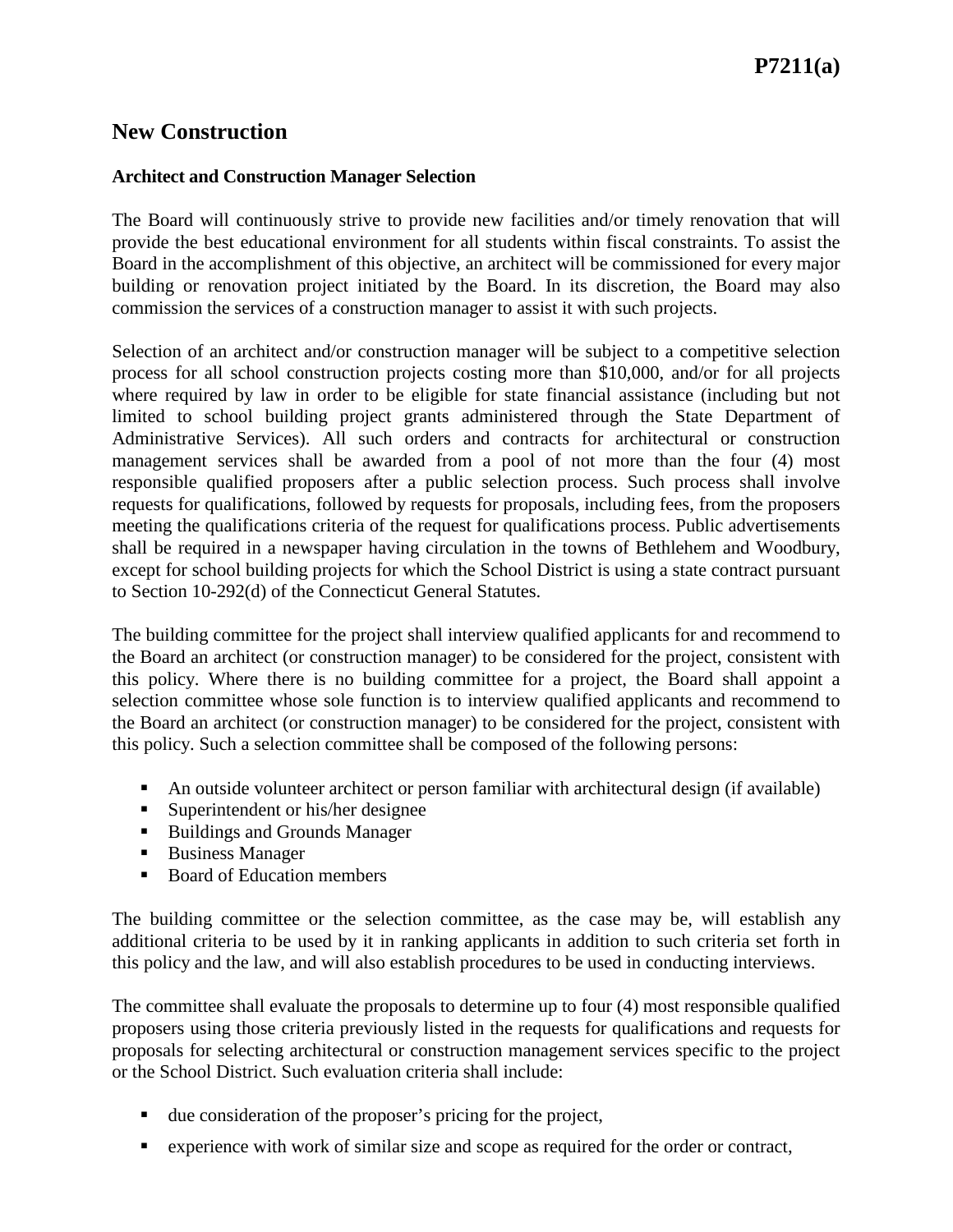# New Construction

## Architect and Construction Manager Selection

The Board will continuously strive to provide new facilities and/or timely renovation that will provide the best educational environment for all students within fiscal constraints. To assist the Board in the accomplishment of this objective, an architect will be commissioned for every major building or renovation project initiated by the Board. In its discretion, the Board may also commission the services of a construction manager to assist it with such projects.

Selection of an architect and/or construction manager will be subject to a competitive selection process for all school construction projects costing more than $10,000, and/or for all projects where required by law in order to be eligible for state financial assistance (including but not limited to school building project grants administered through the State Department of Administrative Services). All such orders and contracts for architectural or construction management services shall be awarded from a pool of not more than the four (4) most responsible qualified proposers after a public selection process. Such process shall involve requests for qualifications, followed by requests for proposals, including fees, from the proposers meeting the qualifications criteria of the request for qualifications process. Public advertisements shall be required in a newspaper having circulation in the towns of Bethlehem and Woodbury, except for school building projects for which the School District is using a state contract pursuant to Section 10-292(d) of the Connecticut General Statutes.

The building committee for the project shall interview qualified applicants for and recommend to the Board an architect (or construction manager) to be considered for the project, consistent with this policy. Where there is no building committee for a project, the Board shall appoint a selection committee whose sole function is to interview qualified applicants and recommend to the Board an architect (or construction manager) to be considered for the project, consistent with this policy. Such a selection committee shall be composed of the following persons:

- An outside volunteer architect or person familiar with architectural design (if available)
- Superintendent or his/her designee
- Buildings and Grounds Manager
- Business Manager
- Board of Education members

The building committee or the selection committee, as the case may be, will establish any additional criteria to be used by it in ranking applicants in addition to such criteria set forth in this policy and the law, and will also establish procedures to be used in conducting interviews.

The committee shall evaluate the proposals to determine up to four (4) most responsible qualified proposers using those criteria previously listed in the requests for qualifications and requests for proposals for selecting architectural or construction management services specific to the project or the School District. Such evaluation criteria shall include:

- due consideration of the proposer's pricing for the project,
- experience with work of similar size and scope as required for the order or contract,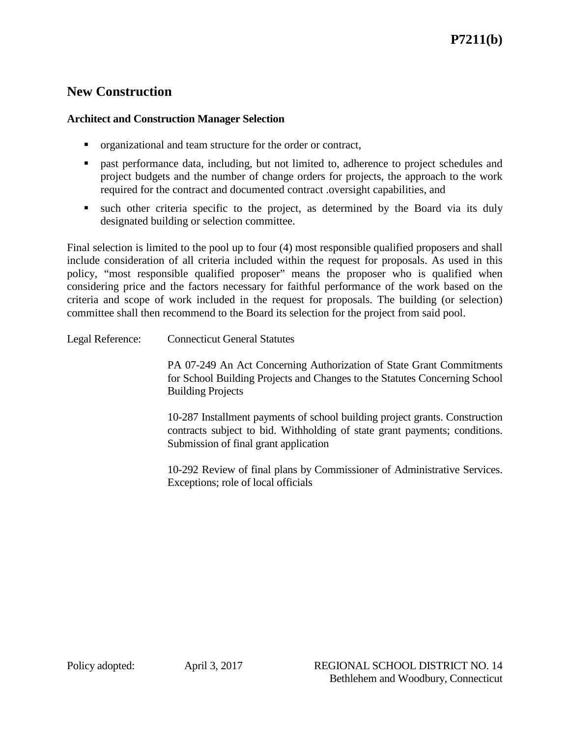## New Construction

### Architect and Construction Manager Selection

- organizational and team structure for the order or contract,
- past performance data, including, but not limited to, adherence to project schedules and project budgets and the number of change orders for projects, the approach to the work required for the contract and documented contract .oversight capabilities, and
- such other criteria specific to the project, as determined by the Board via its duly designated building or selection committee.

Final selection is limited to the pool up to four (4) most responsible qualified proposers and shall include consideration of all criteria included within the request for proposals. As used in this policy, "most responsible qualified proposer" means the proposer who is qualified when considering price and the factors necessary for faithful performance of the work based on the criteria and scope of work included in the request for proposals. The building (or selection) committee shall then recommend to the Board its selection for the project from said pool.

Legal Reference: Connecticut General Statutes

PA 07-249 An Act Concerning Authorization of State Grant Commitments for School Building Projects and Changes to the Statutes Concerning School Building Projects

10-287 Installment payments of school building project grants. Construction contracts subject to bid. Withholding of state grant payments; conditions. Submission of final grant application

10-292 Review of final plans by Commissioner of Administrative Services. Exceptions; role of local officials

Policy adopted: April 3, 2017

REGIONAL SCHOOL DISTRICT NO. 14
Bethlehem and Woodbury, Connecticut